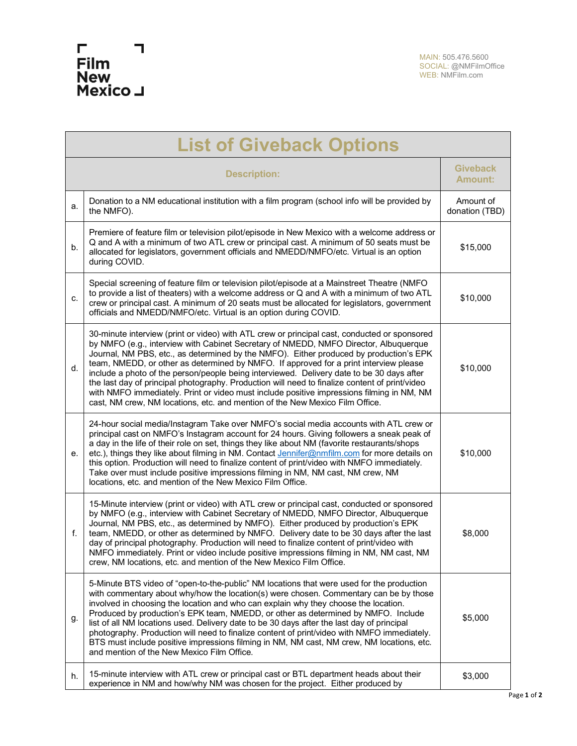Film New Mexico

MAIN: 505.476.5600
SOCIAL: @NMFilmOffice
WEB: NMFilm.com

# List of Giveback Options

| | Description: | Giveback Amount: |
|---|---|---|
| a. | Donation to a NM educational institution with a film program (school info will be provided by the NMFO). | Amount of donation (TBD) |
| b. | Premiere of feature film or television pilot/episode in New Mexico with a welcome address or Q and A with a minimum of two ATL crew or principal cast. A minimum of 50 seats must be allocated for legislators, government officials and NMEDD/NMFO/etc. Virtual is an option during COVID. | $15,000 |
| c. | Special screening of feature film or television pilot/episode at a Mainstreet Theatre (NMFO to provide a list of theaters) with a welcome address or Q and A with a minimum of two ATL crew or principal cast. A minimum of 20 seats must be allocated for legislators, government officials and NMEDD/NMFO/etc. Virtual is an option during COVID. | $10,000 |
| d. | 30-minute interview (print or video) with ATL crew or principal cast, conducted or sponsored by NMFO (e.g., interview with Cabinet Secretary of NMEDD, NMFO Director, Albuquerque Journal, NM PBS, etc., as determined by the NMFO). Either produced by production's EPK team, NMEDD, or other as determined by NMFO. If approved for a print interview please include a photo of the person/people being interviewed. Delivery date to be 30 days after the last day of principal photography. Production will need to finalize content of print/video with NMFO immediately. Print or video must include positive impressions filming in NM, NM cast, NM crew, NM locations, etc. and mention of the New Mexico Film Office. | $10,000 |
| e. | 24-hour social media/Instagram Take over NMFO's social media accounts with ATL crew or principal cast on NMFO's Instagram account for 24 hours. Giving followers a sneak peak of a day in the life of their role on set, things they like about NM (favorite restaurants/shops etc.), things they like about filming in NM. Contact Jennifer@nmfilm.com for more details on this option. Production will need to finalize content of print/video with NMFO immediately. Take over must include positive impressions filming in NM, NM cast, NM crew, NM locations, etc. and mention of the New Mexico Film Office. | $10,000 |
| f. | 15-Minute interview (print or video) with ATL crew or principal cast, conducted or sponsored by NMFO (e.g., interview with Cabinet Secretary of NMEDD, NMFO Director, Albuquerque Journal, NM PBS, etc., as determined by NMFO). Either produced by production's EPK team, NMEDD, or other as determined by NMFO. Delivery date to be 30 days after the last day of principal photography. Production will need to finalize content of print/video with NMFO immediately. Print or video include positive impressions filming in NM, NM cast, NM crew, NM locations, etc. and mention of the New Mexico Film Office. | $8,000 |
| g. | 5-Minute BTS video of "open-to-the-public" NM locations that were used for the production with commentary about why/how the location(s) were chosen. Commentary can be by those involved in choosing the location and who can explain why they choose the location. Produced by production's EPK team, NMEDD, or other as determined by NMFO. Include list of all NM locations used. Delivery date to be 30 days after the last day of principal photography. Production will need to finalize content of print/video with NMFO immediately. BTS must include positive impressions filming in NM, NM cast, NM crew, NM locations, etc. and mention of the New Mexico Film Office. | $5,000 |
| h. | 15-minute interview with ATL crew or principal cast or BTL department heads about their experience in NM and how/why NM was chosen for the project. Either produced by | $3,000 |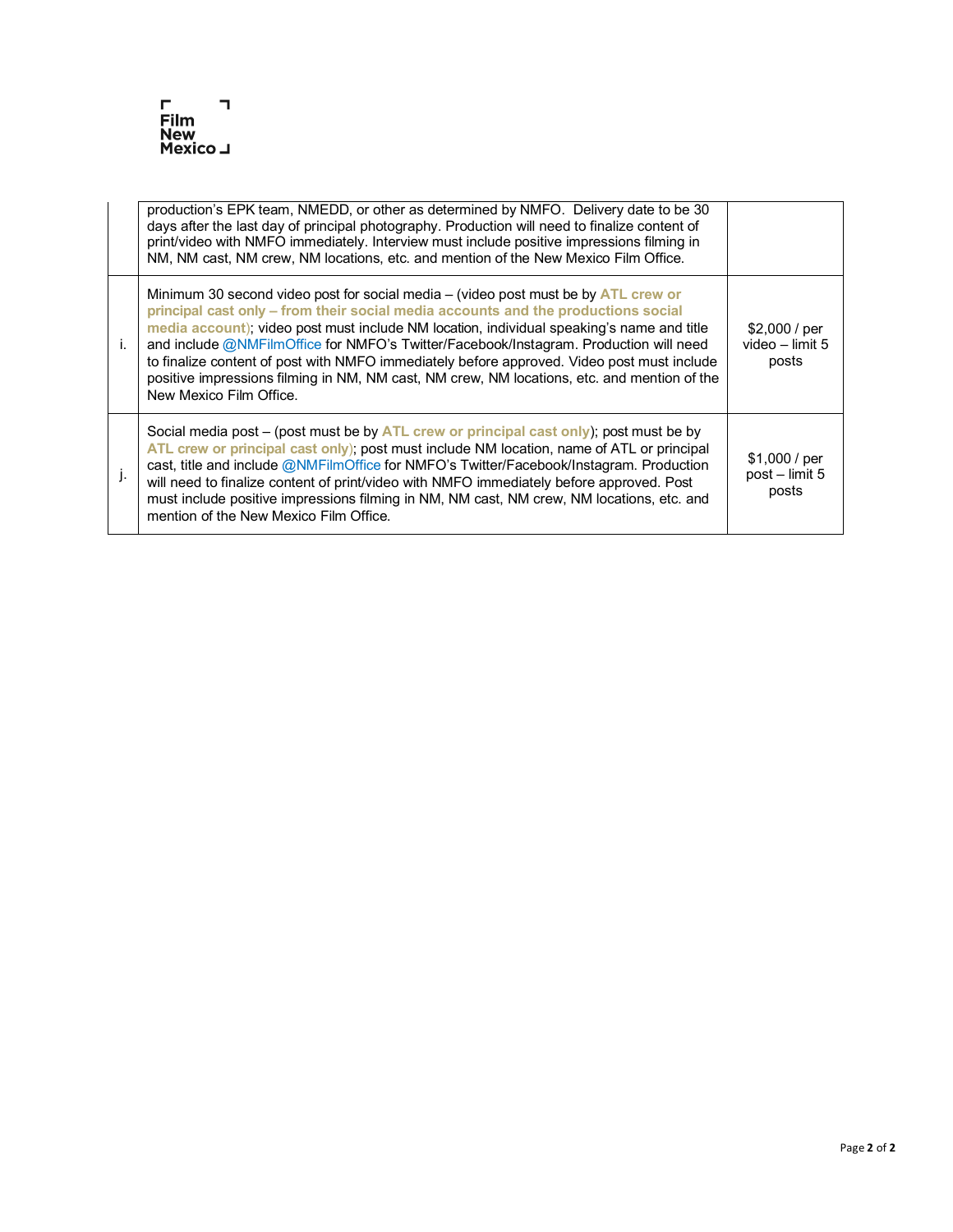Film New Mexico

| | | |
|---|---|---|
| | production's EPK team, NMEDD, or other as determined by NMFO. Delivery date to be 30 days after the last day of principal photography. Production will need to finalize content of print/video with NMFO immediately. Interview must include positive impressions filming in NM, NM cast, NM crew, NM locations, etc. and mention of the New Mexico Film Office. | |
| i. | Minimum 30 second video post for social media – (video post must be by **ATL crew or principal cast only – from their social media accounts and the productions social media account**); video post must include NM location, individual speaking's name and title and include @NMFilmOffice for NMFO's Twitter/Facebook/Instagram. Production will need to finalize content of post with NMFO immediately before approved. Video post must include positive impressions filming in NM, NM cast, NM crew, NM locations, etc. and mention of the New Mexico Film Office. | $2,000 / per video – limit 5 posts |
| j. | Social media post – (post must be by **ATL crew or principal cast only**); post must be by **ATL crew or principal cast only**); post must include NM location, name of ATL or principal cast, title and include @NMFilmOffice for NMFO's Twitter/Facebook/Instagram. Production will need to finalize content of print/video with NMFO immediately before approved. Post must include positive impressions filming in NM, NM cast, NM crew, NM locations, etc. and mention of the New Mexico Film Office. | $1,000 / per post – limit 5 posts |